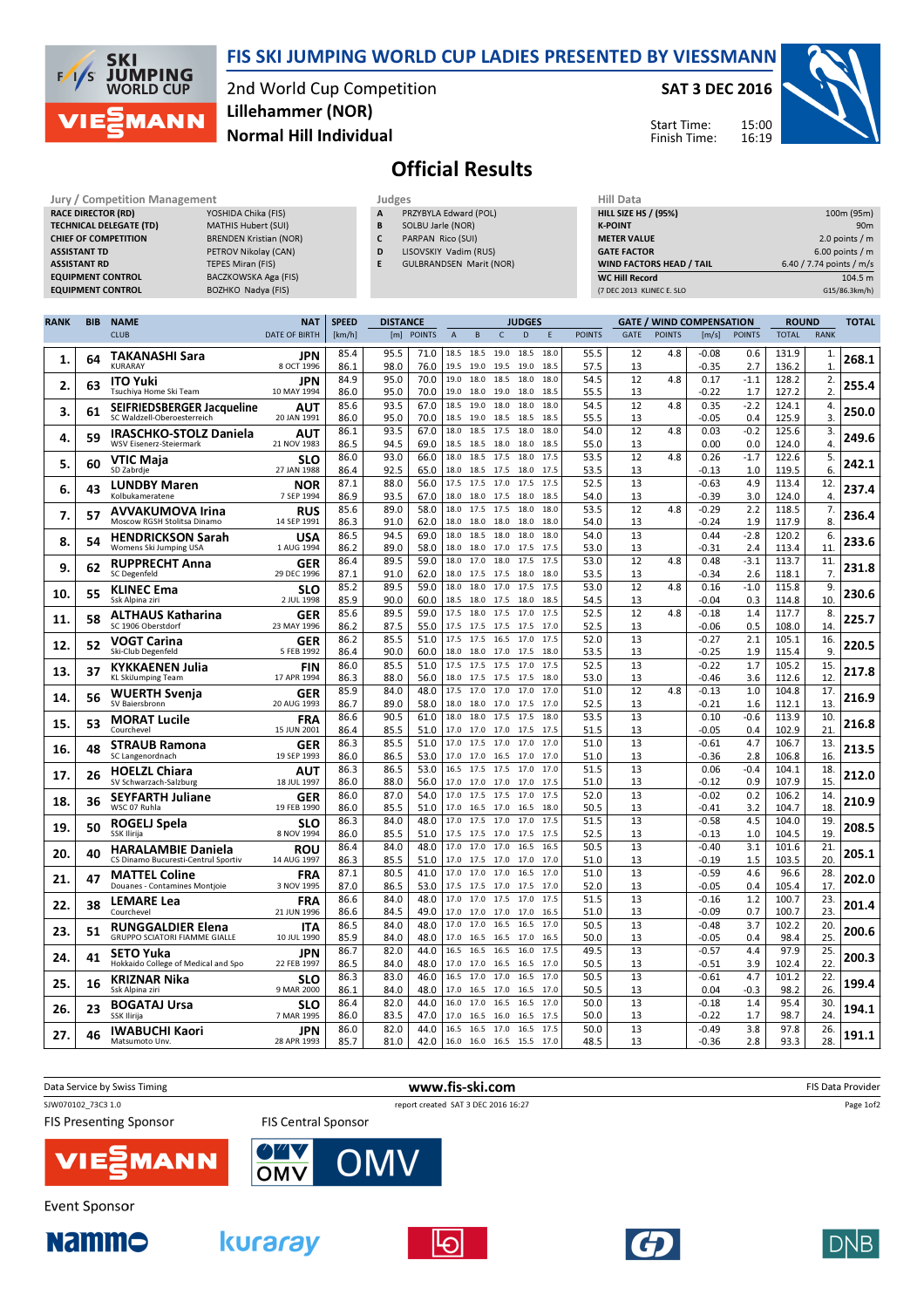# FIS SKI JUMPING WORLD CUP LADIES PRESENTED BY VIESSMANN

2nd World Cup Competition
Lillehammer (NOR)
Normal Hill Individual

SAT 3 DEC 2016

Start Time: 15:00
Finish Time: 16:19

## Official Results

**Jury / Competition Management**

| | |
|---|---|
| RACE DIRECTOR (RD) | YOSHIDA Chika (FIS) |
| TECHNICAL DELEGATE (TD) | MATHIS Hubert (SUI) |
| CHIEF OF COMPETITION | BRENDEN Kristian (NOR) |
| ASSISTANT TD | PETROV Nikolay (CAN) |
| ASSISTANT RD | TEPES Miran (FIS) |
| EQUIPMENT CONTROL | BACZKOWSKA Aga (FIS) |
| EQUIPMENT CONTROL | BOZHKO Nadya (FIS) |

**Judges**

| | |
|---|---|
| A | PRZYBYLA Edward (POL) |
| B | SOLBU Jarle (NOR) |
| C | PARPAN Rico (SUI) |
| D | LISOVSKIY Vadim (RUS) |
| E | GULBRANDSEN Marit (NOR) |

**Hill Data**

| | |
|---|---|
| HILL SIZE HS / (95%) | 100m (95m) |
| K-POINT | 90m |
| METER VALUE | 2.0 points / m |
| GATE FACTOR | 6.00 points / m |
| WIND FACTORS HEAD / TAIL | 6.40 / 7.74 points / m/s |
| WC Hill Record | 104.5 m |
| (7 DEC 2013 KLINEC E. SLO | G15/86.3km/h) |

| RANK | BIB | NAME / CLUB | NAT / DATE OF BIRTH | SPEED [km/h] | DISTANCE [m] | DISTANCE POINTS | A | B | C | D | E | JUDGES POINTS | GATE | GATE POINTS | WIND [m/s] | WIND POINTS | ROUND TOTAL | ROUND RANK | TOTAL |
|---|---|---|---|---|---|---|---|---|---|---|---|---|---|---|---|---|---|---|---|
| 1. | 64 | TAKANASHI Sara<br>KURARAY | JPN<br>8 OCT 1996 | 85.4<br>86.1 | 95.5<br>98.0 | 71.0<br>76.0 | 18.5<br>19.5 | 18.5<br>19.0 | 19.0<br>19.5 | 18.5<br>19.0 | 18.0<br>18.5 | 55.5<br>57.5 | 12<br>13 | 4.8<br> | -0.08<br>-0.35 | 0.6<br>2.7 | 131.9<br>136.2 | 1.<br>1. | 268.1 |
| 2. | 63 | ITO Yuki<br>Tsuchiya Home Ski Team | JPN<br>10 MAY 1994 | 84.9<br>86.0 | 95.0<br>95.0 | 70.0<br>70.0 | 19.0<br>18.5 | 18.0<br>19.0 | 18.5<br>18.0 | 18.0<br>19.0 | 18.0<br>18.5 | 54.5<br>55.5 | 12<br>13 | 4.8<br> | 0.17<br>-0.22 | -1.1<br>1.7 | 128.2<br>127.2 | 2.<br>2. | 255.4 |
| 3. | 61 | SEIFRIEDSBERGER Jacqueline<br>SC Waldzell-Oberoesterreich | AUT<br>20 JAN 1991 | 85.6<br>86.0 | 93.5<br>95.0 | 67.0<br>70.0 | 18.5<br>18.5 | 19.0<br>19.0 | 18.0<br>18.5 | 18.0<br>18.5 | 18.0<br>18.5 | 54.5<br>55.5 | 12<br>13 | 4.8<br> | 0.35<br>-0.05 | -2.2<br>0.4 | 124.1<br>125.9 | 4.<br>3. | 250.0 |
| 4. | 59 | IRASCHKO-STOLZ Daniela<br>WSV Eisenerz-Steiermark | AUT<br>21 NOV 1983 | 86.1<br>86.5 | 93.5<br>94.5 | 67.0<br>69.0 | 18.0<br>18.5 | 18.5<br>18.5 | 17.5<br>18.0 | 18.0<br>18.0 | 18.0<br>18.5 | 54.0<br>55.0 | 12<br>13 | 4.8<br> | 0.03<br>0.00 | -0.2<br>0.0 | 125.6<br>124.0 | 3.<br>4. | 249.6 |
| 5. | 60 | VTIC Maja<br>SD Zabrdje | SLO<br>27 JAN 1988 | 86.0<br>86.4 | 93.0<br>92.5 | 66.0<br>65.0 | 18.0<br>18.0 | 18.5<br>18.5 | 17.5<br>17.5 | 18.0<br>18.0 | 17.5<br>17.5 | 53.5<br>53.5 | 12<br>13 | 4.8<br> | 0.26<br>-0.13 | -1.7<br>1.0 | 122.6<br>119.5 | 5.<br>6. | 242.1 |
| 6. | 43 | LUNDBY Maren<br>Kolbukameratene | NOR<br>7 SEP 1994 | 87.1<br>86.9 | 88.0<br>93.5 | 56.0<br>67.0 | 17.5<br>18.0 | 17.5<br>18.0 | 17.0<br>17.5 | 17.5<br>18.0 | 17.5<br>18.5 | 52.5<br>54.0 | 13<br>13 | <br> | -0.63<br>-0.39 | 4.9<br>3.0 | 113.4<br>124.0 | 12.<br>4. | 237.4 |
| 7. | 57 | AVVAKUMOVA Irina<br>Moscow RGSH Stolitsa Dinamo | RUS<br>14 SEP 1991 | 85.6<br>86.3 | 89.0<br>91.0 | 58.0<br>62.0 | 18.0<br>18.0 | 17.5<br>18.0 | 17.5<br>18.0 | 18.0<br>18.0 | 18.0<br>18.0 | 53.5<br>54.0 | 12<br>13 | 4.8<br> | -0.29<br>-0.24 | 2.2<br>1.9 | 118.5<br>117.9 | 7.<br>8. | 236.4 |
| 8. | 54 | HENDRICKSON Sarah<br>Womens Ski Jumping USA | USA<br>1 AUG 1994 | 86.5<br>86.2 | 94.5<br>89.0 | 69.0<br>58.0 | 18.0<br>18.0 | 18.5<br>18.0 | 18.0<br>17.0 | 18.0<br>17.5 | 18.0<br>17.5 | 54.0<br>53.0 | 13<br>13 | <br> | 0.44<br>-0.31 | -2.8<br>2.4 | 120.2<br>113.4 | 6.<br>11. | 233.6 |
| 9. | 62 | RUPPRECHT Anna<br>SC Degenfeld | GER<br>29 DEC 1996 | 86.4<br>87.1 | 89.5<br>91.0 | 59.0<br>62.0 | 18.0<br>18.0 | 17.0<br>17.5 | 18.0<br>17.5 | 17.5<br>18.0 | 17.5<br>18.0 | 53.0<br>53.5 | 12<br>13 | 4.8<br> | 0.48<br>-0.34 | -3.1<br>2.6 | 113.7<br>118.1 | 11.<br>7. | 231.8 |
| 10. | 55 | KLINEC Ema<br>Ssk Alpina ziri | SLO<br>2 JUL 1998 | 85.2<br>85.9 | 89.5<br>90.0 | 59.0<br>60.0 | 18.0<br>18.5 | 18.0<br>18.0 | 17.0<br>17.5 | 17.5<br>18.0 | 17.5<br>18.5 | 53.0<br>54.5 | 12<br>13 | 4.8<br> | 0.16<br>-0.04 | -1.0<br>0.3 | 115.8<br>114.8 | 9.<br>10. | 230.6 |
| 11. | 58 | ALTHAUS Katharina<br>SC 1906 Oberstdorf | GER<br>23 MAY 1996 | 85.6<br>86.2 | 89.5<br>87.5 | 59.0<br>55.0 | 17.5<br>17.5 | 18.0<br>17.5 | 17.5<br>17.5 | 17.0<br>17.5 | 17.5<br>17.0 | 52.5<br>52.5 | 12<br>13 | 4.8<br> | -0.18<br>-0.06 | 1.4<br>0.5 | 117.7<br>108.0 | 8.<br>14. | 225.7 |
| 12. | 52 | VOGT Carina<br>Ski-Club Degenfeld | GER<br>5 FEB 1992 | 86.2<br>86.4 | 85.5<br>90.0 | 51.0<br>60.0 | 17.5<br>18.0 | 17.5<br>18.0 | 16.5<br>17.0 | 17.0<br>17.5 | 17.5<br>18.0 | 52.0<br>53.5 | 13<br>13 | <br> | -0.27<br>-0.25 | 2.1<br>1.9 | 105.1<br>115.4 | 16.<br>9. | 220.5 |
| 13. | 37 | KYKKAENEN Julia<br>KL Skiiumping Team | FIN<br>17 APR 1994 | 86.0<br>86.3 | 85.5<br>88.0 | 51.0<br>56.0 | 17.5<br>18.0 | 17.5<br>17.5 | 17.5<br>17.5 | 17.0<br>17.5 | 17.5<br>18.0 | 52.5<br>53.0 | 13<br>13 | <br> | -0.22<br>-0.46 | 1.7<br>3.6 | 105.2<br>112.6 | 15.<br>12. | 217.8 |
| 14. | 56 | WUERTH Svenja<br>SV Baiersbronn | GER<br>20 AUG 1993 | 85.9<br>86.7 | 84.0<br>89.0 | 48.0<br>58.0 | 17.5<br>18.0 | 17.0<br>18.0 | 17.0<br>17.0 | 17.0<br>17.5 | 17.0<br>17.0 | 51.0<br>52.5 | 12<br>13 | 4.8<br> | -0.13<br>-0.21 | 1.0<br>1.6 | 104.8<br>112.1 | 17.<br>13. | 216.9 |
| 15. | 53 | MORAT Lucile<br>Courchevel | FRA<br>15 JUN 2001 | 86.6<br>86.4 | 90.5<br>85.5 | 61.0<br>51.0 | 18.0<br>17.0 | 18.0<br>17.0 | 17.5<br>17.0 | 17.5<br>17.5 | 18.0<br>17.5 | 53.5<br>51.5 | 13<br>13 | <br> | 0.10<br>-0.05 | -0.6<br>0.4 | 113.9<br>102.9 | 10.<br>21. | 216.8 |
| 16. | 48 | STRAUB Ramona<br>SC Langenordnach | GER<br>19 SEP 1993 | 86.3<br>86.0 | 85.5<br>86.5 | 51.0<br>53.0 | 17.0<br>17.0 | 17.5<br>17.0 | 17.0<br>16.5 | 17.0<br>17.0 | 17.0<br>17.0 | 51.0<br>51.0 | 13<br>13 | <br> | -0.61<br>-0.36 | 4.7<br>2.8 | 106.7<br>106.8 | 13.<br>16. | 213.5 |
| 17. | 26 | HOELZL Chiara<br>SV Schwarzach-Salzburg | AUT<br>18 JUL 1997 | 86.3<br>86.0 | 86.5<br>88.0 | 53.0<br>56.0 | 16.5<br>17.0 | 17.5<br>17.0 | 17.5<br>17.0 | 17.0<br>17.0 | 17.0<br>17.5 | 51.5<br>51.0 | 13<br>13 | <br> | 0.06<br>-0.12 | -0.4<br>0.9 | 104.1<br>107.9 | 18.<br>15. | 212.0 |
| 18. | 36 | SEYFARTH Juliane<br>WSC 07 Ruhla | GER<br>19 FEB 1990 | 86.0<br>86.0 | 87.0<br>85.5 | 54.0<br>51.0 | 17.0<br>17.0 | 17.5<br>16.5 | 17.5<br>17.0 | 17.0<br>16.5 | 17.5<br>18.0 | 52.0<br>50.5 | 13<br>13 | <br> | -0.02<br>-0.41 | 0.2<br>3.2 | 106.2<br>104.7 | 14.<br>18. | 210.9 |
| 19. | 50 | ROGELJ Spela<br>SSK Ilirija | SLO<br>8 NOV 1994 | 86.3<br>86.0 | 84.0<br>85.5 | 48.0<br>51.0 | 17.0<br>17.5 | 17.5<br>17.5 | 17.0<br>17.5 | 17.0<br>17.5 | 17.5<br>17.5 | 51.5<br>52.5 | 13<br>13 | <br> | -0.58<br>-0.13 | 4.5<br>1.0 | 104.0<br>104.5 | 19.<br>19. | 208.5 |
| 20. | 40 | HARALAMBIE Daniela<br>CS Dinamo Bucuresti-Centrul Sportiv | ROU<br>14 AUG 1997 | 86.4<br>86.3 | 84.0<br>85.5 | 48.0<br>51.0 | 17.0<br>17.0 | 17.0<br>17.5 | 17.0<br>17.0 | 16.5<br>17.0 | 16.5<br>17.0 | 50.5<br>51.0 | 13<br>13 | <br> | -0.40<br>-0.19 | 3.1<br>1.5 | 101.6<br>103.5 | 21.<br>20. | 205.1 |
| 21. | 47 | MATTEL Coline<br>Douanes - Contamines Montjoie | FRA<br>3 NOV 1995 | 87.1<br>87.0 | 80.5<br>86.5 | 41.0<br>53.0 | 17.0<br>17.5 | 17.0<br>17.0 | 17.0<br>17.0 | 16.5<br>17.5 | 17.0<br>17.5 | 51.0<br>52.0 | 13<br>13 | <br> | -0.59<br>-0.05 | 4.6<br>0.4 | 96.6<br>105.4 | 28.<br>17. | 202.0 |
| 22. | 38 | LEMARE Lea<br>Courchevel | FRA<br>21 JUN 1996 | 86.6<br>86.6 | 84.0<br>84.5 | 48.0<br>49.0 | 17.0<br>17.0 | 17.0<br>17.0 | 17.5<br>17.0 | 17.0<br>17.0 | 17.5<br>16.5 | 51.5<br>51.0 | 13<br>13 | <br> | -0.16<br>-0.09 | 1.2<br>0.7 | 100.7<br>100.7 | 23.<br>23. | 201.4 |
| 23. | 51 | RUNGGALDIER Elena<br>GRUPPO SCIATORI FIAMME GIALLE | ITA<br>10 JUL 1990 | 86.5<br>85.9 | 84.0<br>84.0 | 48.0<br>48.0 | 17.0<br>17.0 | 17.0<br>16.5 | 16.5<br>16.5 | 16.5<br>17.0 | 17.0<br>16.5 | 50.5<br>50.0 | 13<br>13 | <br> | -0.48<br>-0.05 | 3.7<br>0.4 | 102.2<br>98.4 | 20.<br>25. | 200.6 |
| 24. | 41 | SETO Yuka<br>Hokkaido College of Medical and Spo | JPN<br>22 FEB 1997 | 86.7<br>86.5 | 82.0<br>84.0 | 44.0<br>48.0 | 16.5<br>17.0 | 16.5<br>17.0 | 16.5<br>16.5 | 16.0<br>16.5 | 17.5<br>17.0 | 49.5<br>50.5 | 13<br>13 | <br> | -0.57<br>-0.51 | 4.4<br>3.9 | 97.9<br>102.4 | 25.<br>22. | 200.3 |
| 25. | 16 | KRIZNAR Nika<br>Ssk Alpina ziri | SLO<br>9 MAR 2000 | 86.3<br>86.1 | 83.0<br>84.0 | 46.0<br>48.0 | 16.5<br>17.0 | 17.0<br>16.5 | 17.0<br>17.0 | 16.5<br>16.5 | 17.0<br>17.0 | 50.5<br>50.5 | 13<br>13 | <br> | -0.61<br>0.04 | 4.7<br>-0.3 | 101.2<br>98.2 | 22.<br>26. | 199.4 |
| 26. | 23 | BOGATAJ Ursa<br>SSK Ilirija | SLO<br>7 MAR 1995 | 86.4<br>86.0 | 82.0<br>83.5 | 44.0<br>47.0 | 16.0<br>17.0 | 17.0<br>16.5 | 16.5<br>16.0 | 16.5<br>16.5 | 17.0<br>17.5 | 50.0<br>50.0 | 13<br>13 | <br> | -0.18<br>-0.22 | 1.4<br>1.7 | 95.4<br>98.7 | 30.<br>24. | 194.1 |
| 27. | 46 | IWABUCHI Kaori<br>Matsumoto Univ. | JPN<br>28 APR 1993 | 86.0<br>85.7 | 82.0<br>81.0 | 44.0<br>42.0 | 16.5<br>16.0 | 16.5<br>16.0 | 17.0<br>16.5 | 16.5<br>15.5 | 17.5<br>17.0 | 50.0<br>48.5 | 13<br>13 | <br> | -0.49<br>-0.36 | 3.8<br>2.8 | 97.8<br>93.3 | 26.<br>28. | 191.1 |

Data Service by Swiss Timing | www.fis-ski.com | FIS Data Provider

SJW070102_73C3 1.0 | report created SAT 3 DEC 2016 16:27

FIS Presenting Sponsor: VIESSMANN | FIS Central Sponsor: OMV

Event Sponsor: Nammo, kuraray, DNB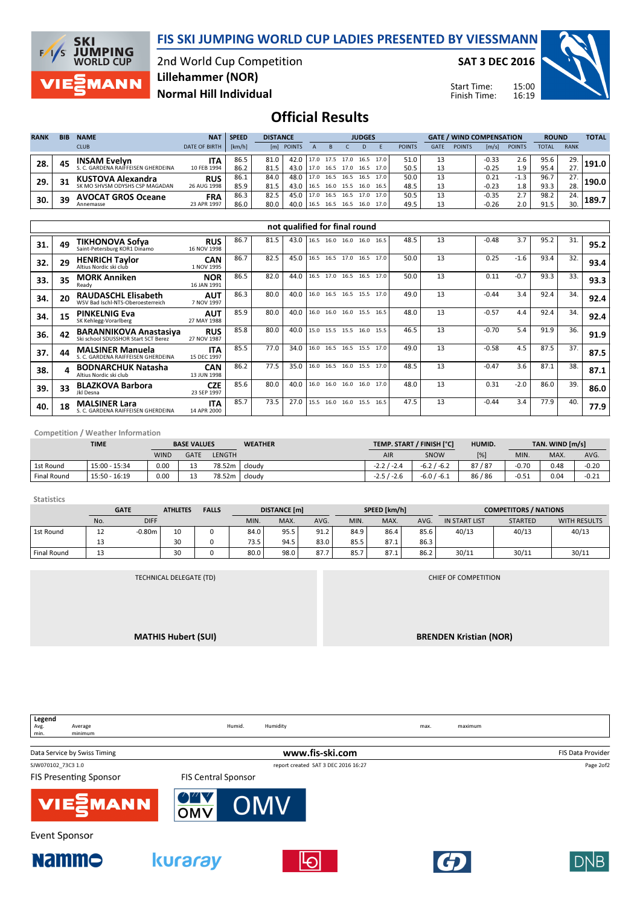# FIS SKI JUMPING WORLD CUP LADIES PRESENTED BY VIESSMANN

2nd World Cup Competition
**Lillehammer (NOR)**
**Normal Hill Individual**

**SAT 3 DEC 2016**

Start Time: 15:00
Finish Time: 16:19

## Official Results

| RANK | BIB | NAME / CLUB | NAT / DATE OF BIRTH | SPEED [km/h] | DISTANCE [m] | DISTANCE POINTS | JUDGES A | B | C | D | E | JUDGES POINTS | GATE | GATE POINTS | WIND [m/s] | WIND POINTS | ROUND TOTAL | ROUND RANK | TOTAL |
|---|---|---|---|---|---|---|---|---|---|---|---|---|---|---|---|---|---|---|---|
| 28. | 45 | **INSAM Evelyn** S. C. GARDENA RAIFFEISEN GHERDEINA | ITA 10 FEB 1994 | 86.5 | 81.0 | 42.0 | 17.0 | 17.5 | 17.0 | 16.5 | 17.0 | 51.0 | 13 | | -0.33 | 2.6 | 95.6 | 29. | 191.0 |
| | | | | 86.2 | 81.5 | 43.0 | 17.0 | 16.5 | 17.0 | 16.5 | 17.0 | 50.5 | 13 | | -0.25 | 1.9 | 95.4 | 27. | |
| 29. | 31 | **KUSTOVA Alexandra** SK MO SHVSM ODYSHS CSP MAGADAN | RUS 26 AUG 1998 | 86.1 | 84.0 | 48.0 | 17.0 | 16.5 | 16.5 | 16.5 | 17.0 | 50.0 | 13 | | 0.21 | -1.3 | 96.7 | 27. | 190.0 |
| | | | | 85.9 | 81.5 | 43.0 | 16.5 | 16.0 | 15.5 | 16.0 | 16.5 | 48.5 | 13 | | -0.23 | 1.8 | 93.3 | 28. | |
| 30. | 39 | **AVOCAT GROS Oceane** Annemasse | FRA 23 APR 1997 | 86.3 | 82.5 | 45.0 | 17.0 | 16.5 | 16.5 | 17.0 | 17.0 | 50.5 | 13 | | -0.35 | 2.7 | 98.2 | 24. | 189.7 |
| | | | | 86.0 | 80.0 | 40.0 | 16.5 | 16.5 | 16.5 | 16.0 | 17.0 | 49.5 | 13 | | -0.26 | 2.0 | 91.5 | 30. | |

### not qualified for final round

| RANK | BIB | NAME / CLUB | NAT / DATE OF BIRTH | SPEED [km/h] | DISTANCE [m] | DISTANCE POINTS | JUDGES A | B | C | D | E | JUDGES POINTS | GATE | GATE POINTS | WIND [m/s] | WIND POINTS | ROUND TOTAL | ROUND RANK | TOTAL |
|---|---|---|---|---|---|---|---|---|---|---|---|---|---|---|---|---|---|---|---|
| 31. | 49 | **TIKHONOVA Sofya** Saint-Petersburg KOR1 Dinamo | RUS 16 NOV 1998 | 86.7 | 81.5 | 43.0 | 16.5 | 16.0 | 16.0 | 16.0 | 16.5 | 48.5 | 13 | | -0.48 | 3.7 | 95.2 | 31. | 95.2 |
| 32. | 29 | **HENRICH Taylor** Altius Nordic ski club | CAN 1 NOV 1995 | 86.7 | 82.5 | 45.0 | 16.5 | 16.5 | 17.0 | 16.5 | 17.0 | 50.0 | 13 | | 0.25 | -1.6 | 93.4 | 32. | 93.4 |
| 33. | 35 | **MORK Anniken** Ready | NOR 16 JAN 1991 | 86.5 | 82.0 | 44.0 | 16.5 | 17.0 | 16.5 | 16.5 | 17.0 | 50.0 | 13 | | 0.11 | -0.7 | 93.3 | 33. | 93.3 |
| 34. | 20 | **RAUDASCHL Elisabeth** WSV Bad Ischl-NTS-Oberoesterreich | AUT 7 NOV 1997 | 86.3 | 80.0 | 40.0 | 16.0 | 16.5 | 16.5 | 15.5 | 17.0 | 49.0 | 13 | | -0.44 | 3.4 | 92.4 | 34. | 92.4 |
| 34. | 15 | **PINKELNIG Eva** SK Kehlegg-Vorarlberg | AUT 27 MAY 1988 | 85.9 | 80.0 | 40.0 | 16.0 | 16.0 | 16.0 | 15.5 | 16.5 | 48.0 | 13 | | -0.57 | 4.4 | 92.4 | 34. | 92.4 |
| 36. | 42 | **BARANNIKOVA Anastasiya** Ski school SDUSSHOR Start SCT Berez | RUS 27 NOV 1987 | 85.8 | 80.0 | 40.0 | 15.0 | 15.5 | 15.5 | 16.0 | 15.5 | 46.5 | 13 | | -0.70 | 5.4 | 91.9 | 36. | 91.9 |
| 37. | 44 | **MALSINER Manuela** S. C. GARDENA RAIFFEISEN GHERDEINA | ITA 15 DEC 1997 | 85.5 | 77.0 | 34.0 | 16.0 | 16.5 | 16.5 | 15.5 | 17.0 | 49.0 | 13 | | -0.58 | 4.5 | 87.5 | 37. | 87.5 |
| 38. | 4 | **BODNARCHUK Natasha** Altius Nordic ski club | CAN 13 JUN 1998 | 86.2 | 77.5 | 35.0 | 16.0 | 16.5 | 16.0 | 15.5 | 17.0 | 48.5 | 13 | | -0.47 | 3.6 | 87.1 | 38. | 87.1 |
| 39. | 33 | **BLAZKOVA Barbora** Jkl Desna | CZE 23 SEP 1997 | 85.6 | 80.0 | 40.0 | 16.0 | 16.0 | 16.0 | 16.0 | 17.0 | 48.0 | 13 | | 0.31 | -2.0 | 86.0 | 39. | 86.0 |
| 40. | 18 | **MALSINER Lara** S. C. GARDENA RAIFFEISEN GHERDEINA | ITA 14 APR 2000 | 85.7 | 73.5 | 27.0 | 15.5 | 16.0 | 16.0 | 15.5 | 16.5 | 47.5 | 13 | | -0.44 | 3.4 | 77.9 | 40. | 77.9 |

### Competition / Weather Information

| | TIME | BASE VALUES WIND | GATE | LENGTH | WEATHER | TEMP. START / FINISH [°C] AIR | SNOW | HUMID. [%] | TAN. WIND [m/s] MIN. | MAX. | AVG. |
|---|---|---|---|---|---|---|---|---|---|---|---|
| 1st Round | 15:00 - 15:34 | 0.00 | 13 | 78.52m | cloudy | -2.2 / -2.4 | -6.2 / -6.2 | 87 / 87 | -0.70 | 0.48 | -0.20 |
| Final Round | 15:50 - 16:19 | 0.00 | 13 | 78.52m | cloudy | -2.5 / -2.6 | -6.0 / -6.1 | 86 / 86 | -0.51 | 0.04 | -0.21 |

### Statistics

| | GATE No. | DIFF | ATHLETES | FALLS | DISTANCE [m] MIN. | MAX. | AVG. | SPEED [km/h] MIN. | MAX. | AVG. | COMPETITORS / NATIONS IN START LIST | STARTED | WITH RESULTS |
|---|---|---|---|---|---|---|---|---|---|---|---|---|---|
| 1st Round | 12 | -0.80m | 10 | 0 | 84.0 | 95.5 | 91.2 | 84.9 | 86.4 | 85.6 | 40/13 | 40/13 | 40/13 |
| | 13 | | 30 | 0 | 73.5 | 94.5 | 83.0 | 85.5 | 87.1 | 86.3 | | | |
| Final Round | 13 | | 30 | 0 | 80.0 | 98.0 | 87.7 | 85.7 | 87.1 | 86.2 | 30/11 | 30/11 | 30/11 |

TECHNICAL DELEGATE (TD): **MATHIS Hubert (SUI)**

CHIEF OF COMPETITION: **BRENDEN Kristian (NOR)**

**Legend**
Avg. Average
min. minimum
Humid. Humidity
max. maximum

Data Service by Swiss Timing — **www.fis-ski.com** — FIS Data Provider

SJW070102_73C3 1.0 — report created SAT 3 DEC 2016 16:27

FIS Presenting Sponsor: VIESSMANN
FIS Central Sponsor: OMV
Event Sponsor: Nammo, kuraray, DNB